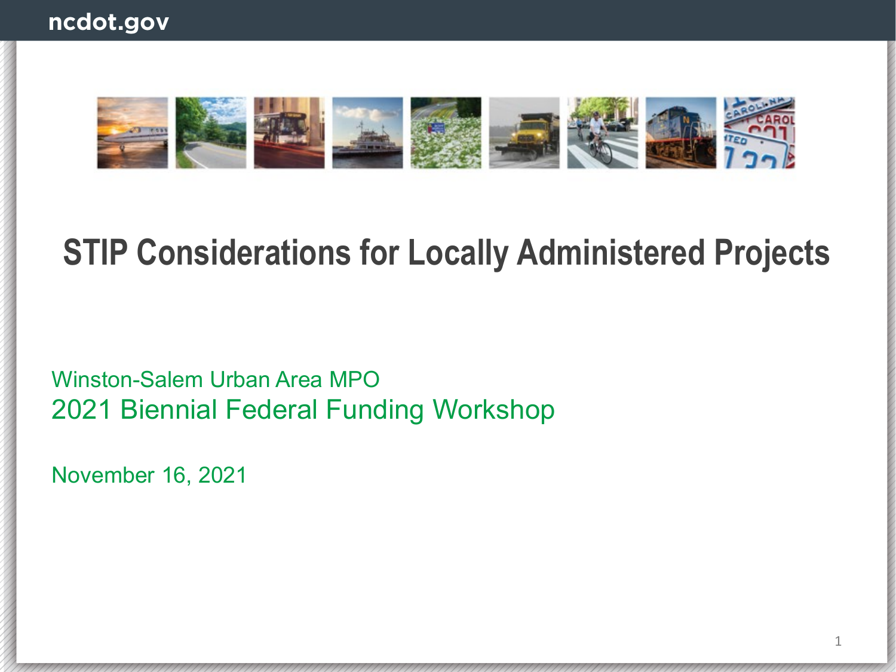# STIP Considerations for Locally Administered Projects

Winston-Salem Urban Area MPO

2021 Biennial Federal Funding Workshop

November 16, 2021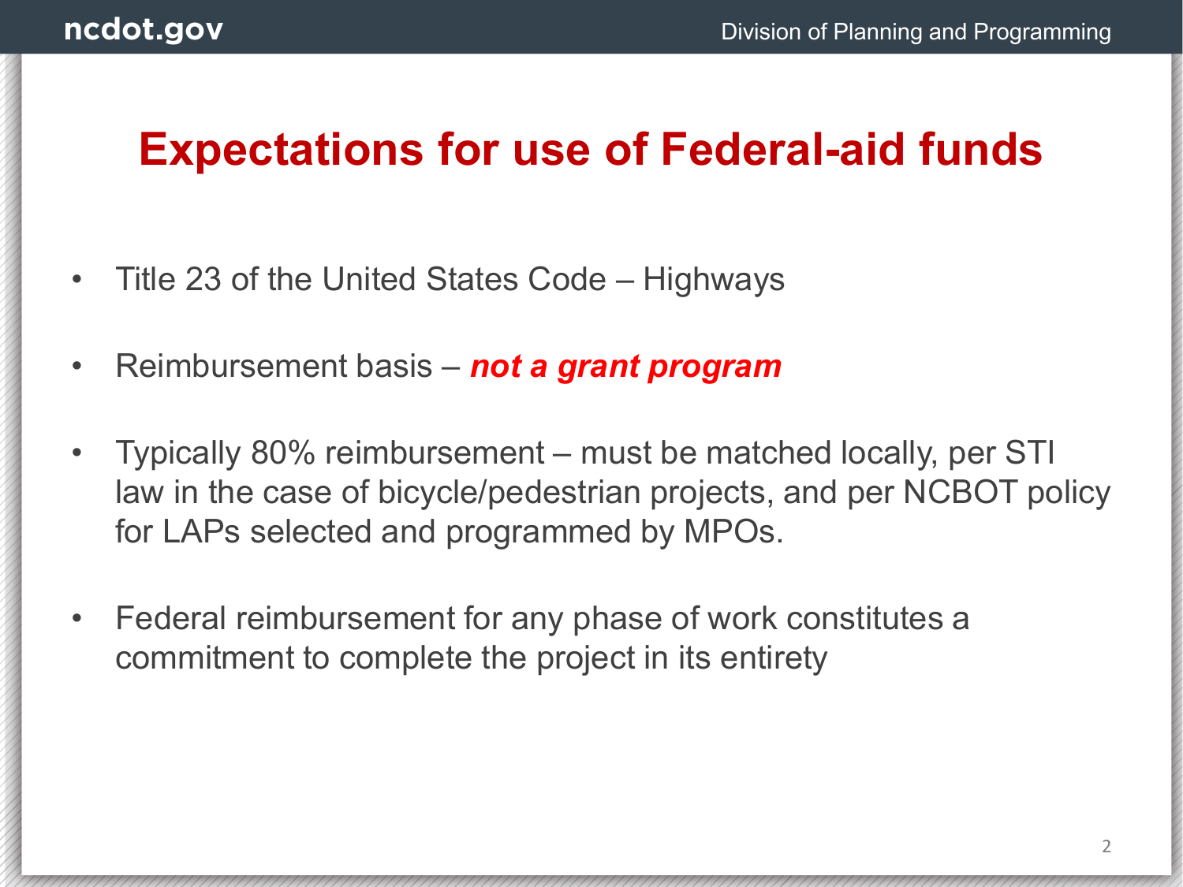# Expectations for use of Federal-aid funds

- Title 23 of the United States Code – Highways
- Reimbursement basis – ***not a grant program***
- Typically 80% reimbursement – must be matched locally, per STI law in the case of bicycle/pedestrian projects, and per NCBOT policy for LAPs selected and programmed by MPOs.
- Federal reimbursement for any phase of work constitutes a commitment to complete the project in its entirety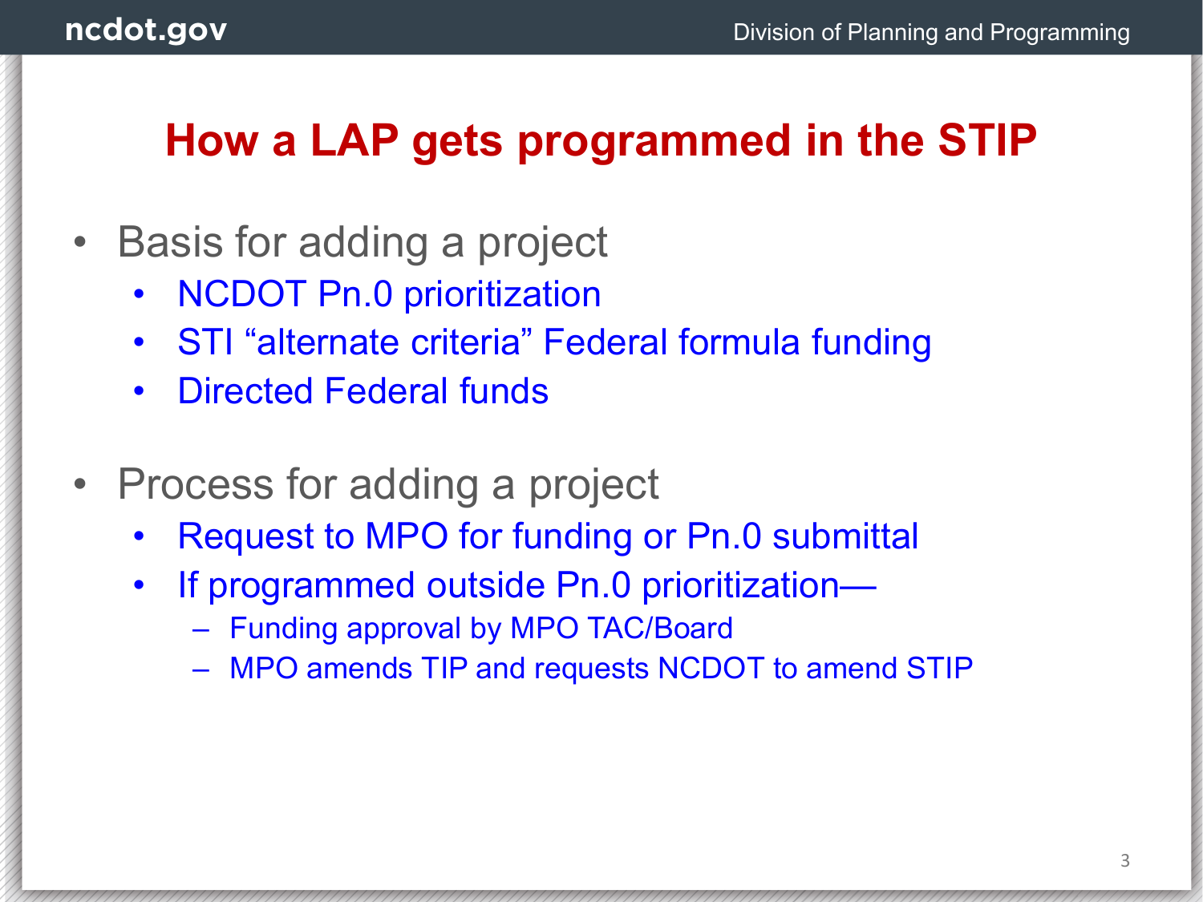# How a LAP gets programmed in the STIP

- Basis for adding a project
  - NCDOT Pn.0 prioritization
  - STI "alternate criteria" Federal formula funding
  - Directed Federal funds

- Process for adding a project
  - Request to MPO for funding or Pn.0 submittal
  - If programmed outside Pn.0 prioritization—
    - Funding approval by MPO TAC/Board
    - MPO amends TIP and requests NCDOT to amend STIP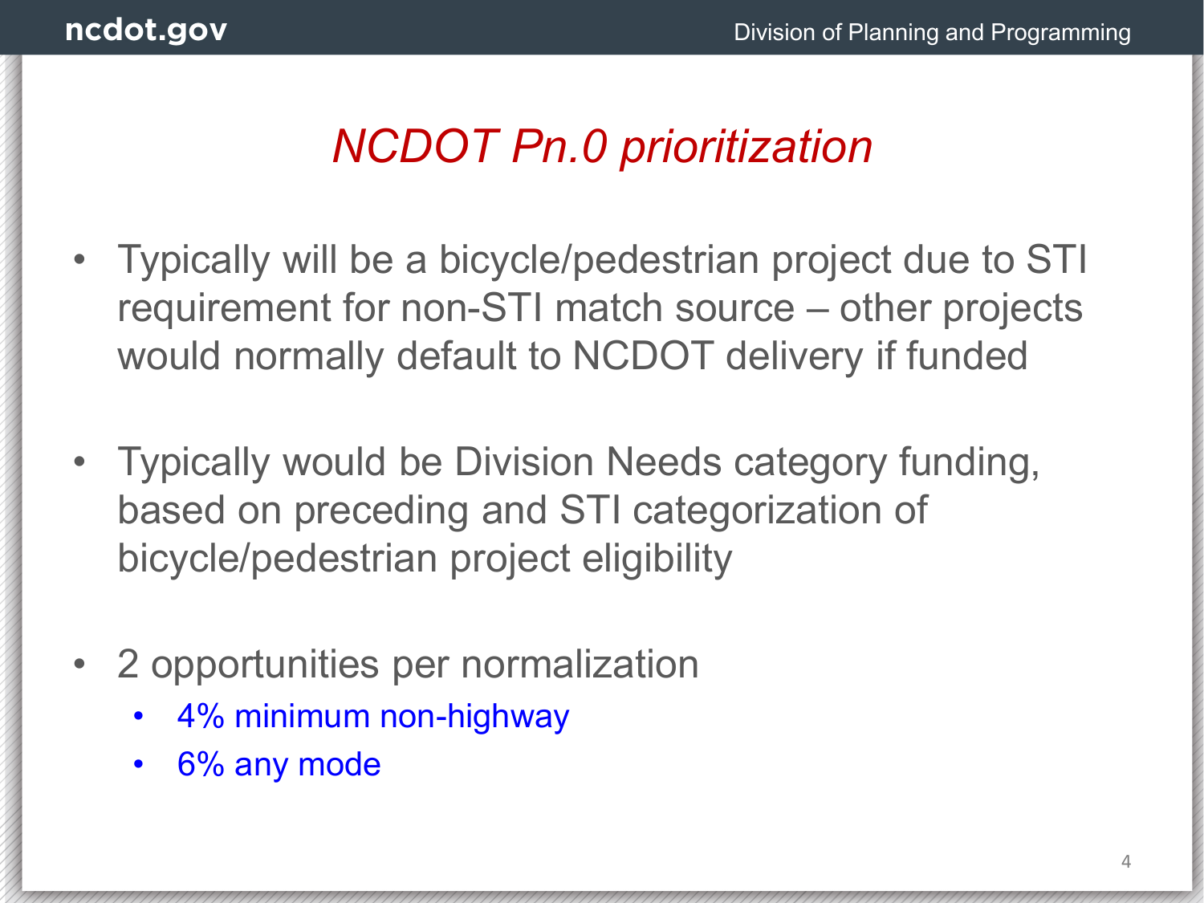# *NCDOT Pn.0 prioritization*

- Typically will be a bicycle/pedestrian project due to STI requirement for non-STI match source – other projects would normally default to NCDOT delivery if funded
- Typically would be Division Needs category funding, based on preceding and STI categorization of bicycle/pedestrian project eligibility
- 2 opportunities per normalization
  - 4% minimum non-highway
  - 6% any mode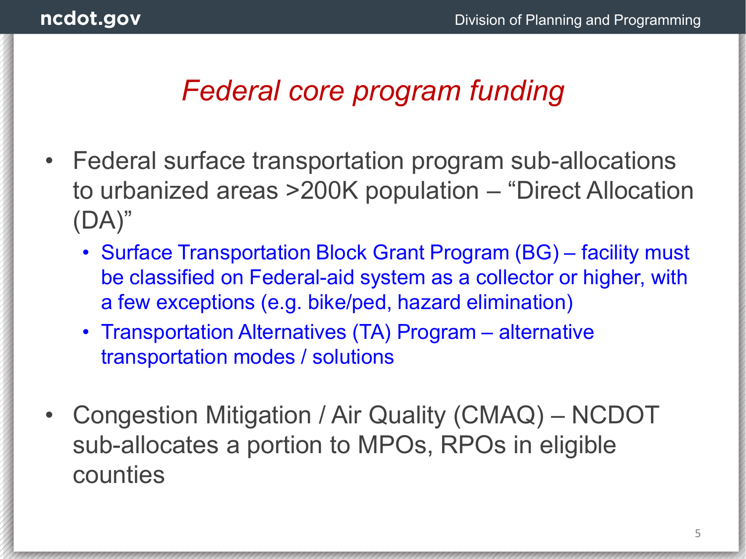# *Federal core program funding*

- Federal surface transportation program sub-allocations to urbanized areas >200K population – "Direct Allocation (DA)"
  - Surface Transportation Block Grant Program (BG) – facility must be classified on Federal-aid system as a collector or higher, with a few exceptions (e.g. bike/ped, hazard elimination)
  - Transportation Alternatives (TA) Program – alternative transportation modes / solutions
- Congestion Mitigation / Air Quality (CMAQ) – NCDOT sub-allocates a portion to MPOs, RPOs in eligible counties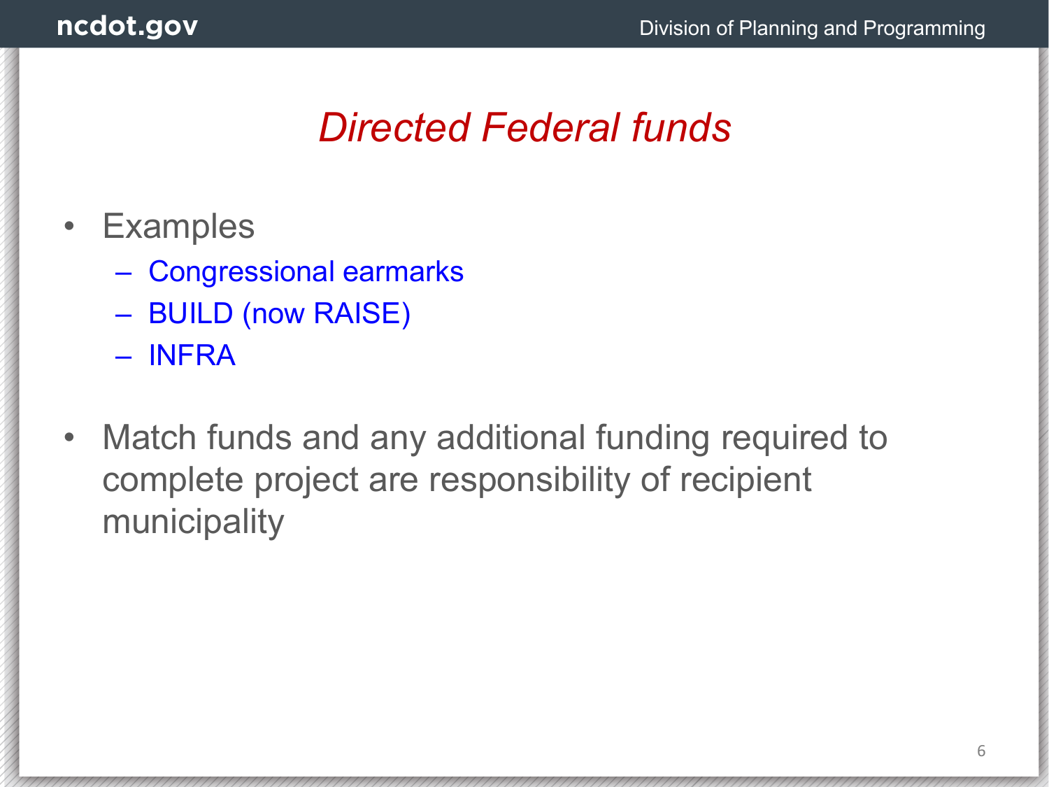# *Directed Federal funds*

- Examples
  - Congressional earmarks
  - BUILD (now RAISE)
  - INFRA
- Match funds and any additional funding required to complete project are responsibility of recipient municipality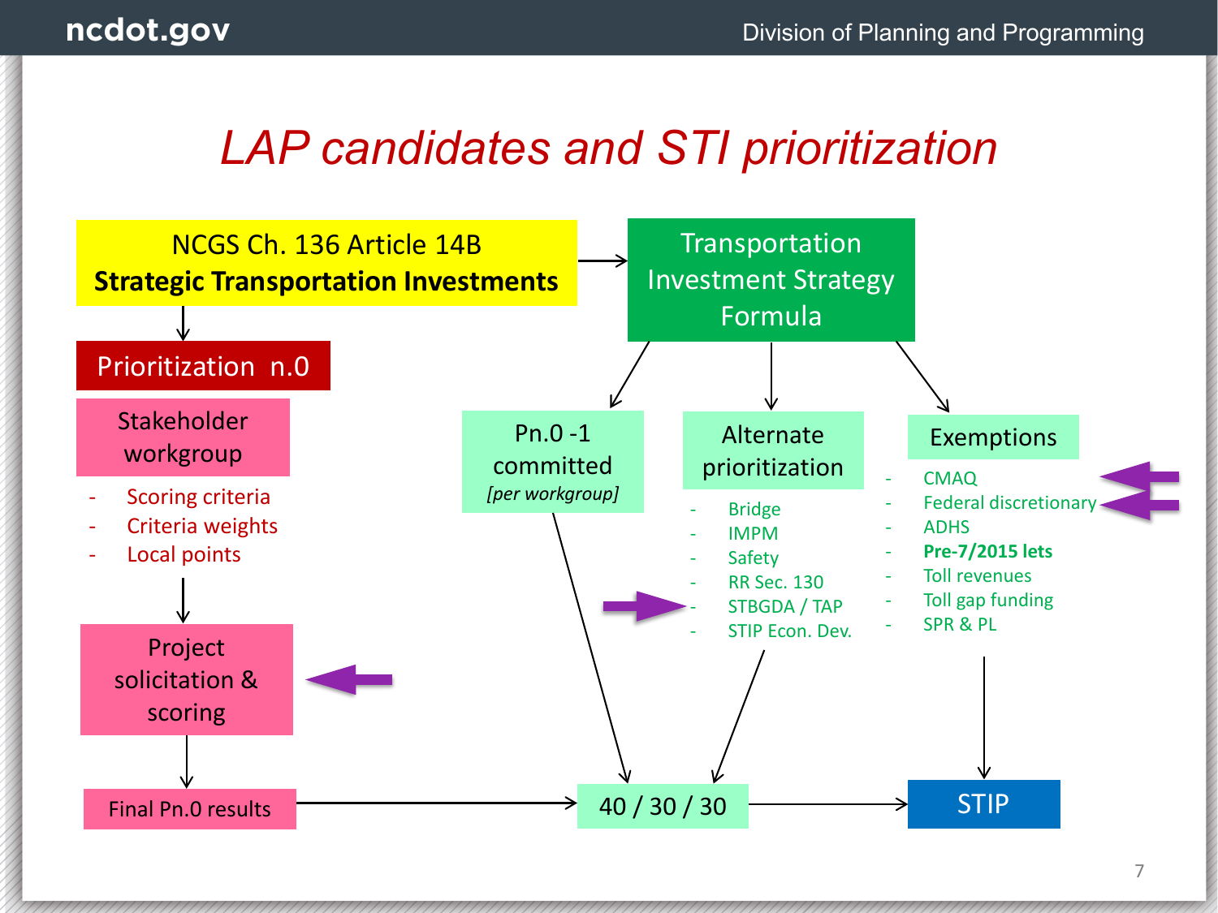# LAP candidates and STI prioritization

NCGS Ch. 136 Article 14B
**Strategic Transportation Investments**

Transportation Investment Strategy Formula

Prioritization n.0

Stakeholder workgroup

- Scoring criteria
- Criteria weights
- Local points

Project solicitation & scoring

Final Pn.0 results

Pn.0 -1 committed
*[per workgroup]*

Alternate prioritization

- Bridge
- IMPM
- Safety
- RR Sec. 130
- STBGDA / TAP
- STIP Econ. Dev.

Exemptions

- CMAQ
- Federal discretionary
- ADHS
- **Pre-7/2015 lets**
- Toll revenues
- Toll gap funding
- SPR & PL

40 / 30 / 30

STIP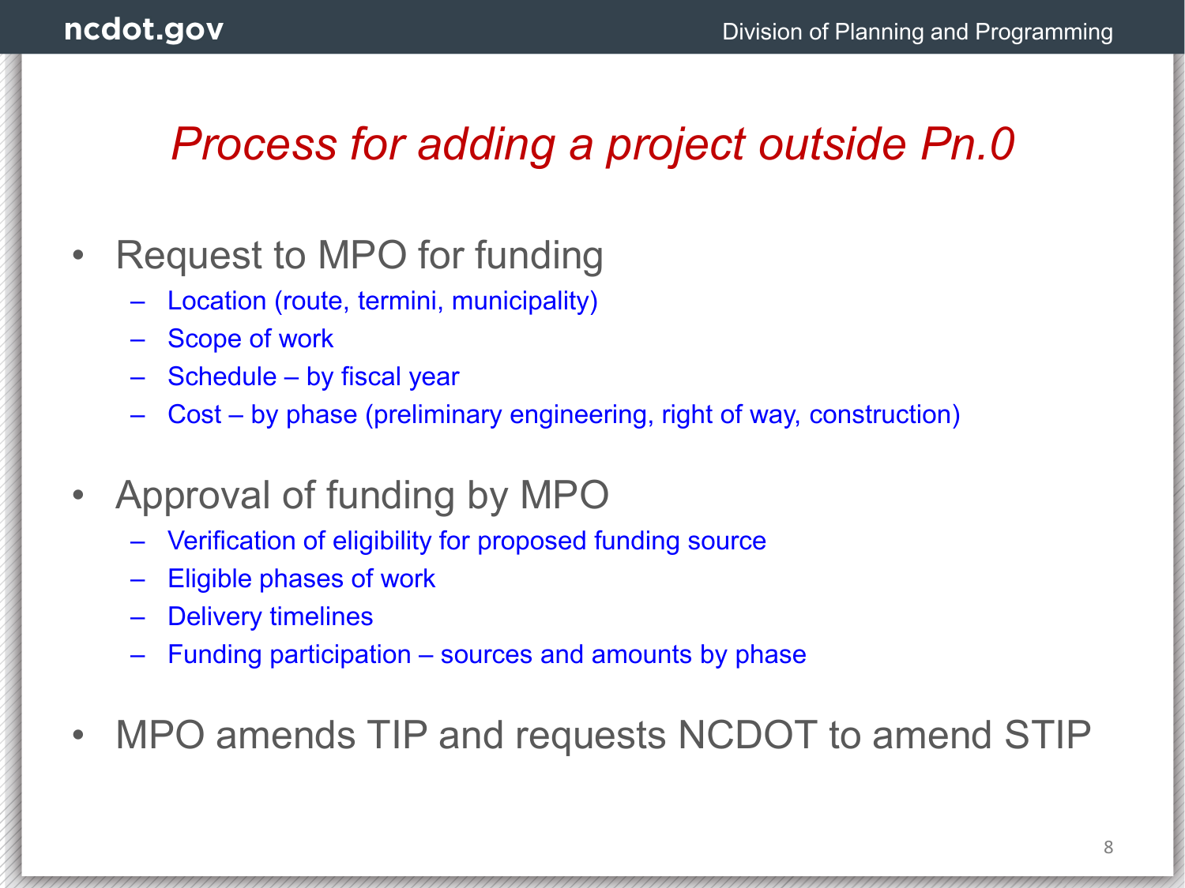# *Process for adding a project outside Pn.0*

- Request to MPO for funding
  - Location (route, termini, municipality)
  - Scope of work
  - Schedule – by fiscal year
  - Cost – by phase (preliminary engineering, right of way, construction)
- Approval of funding by MPO
  - Verification of eligibility for proposed funding source
  - Eligible phases of work
  - Delivery timelines
  - Funding participation – sources and amounts by phase
- MPO amends TIP and requests NCDOT to amend STIP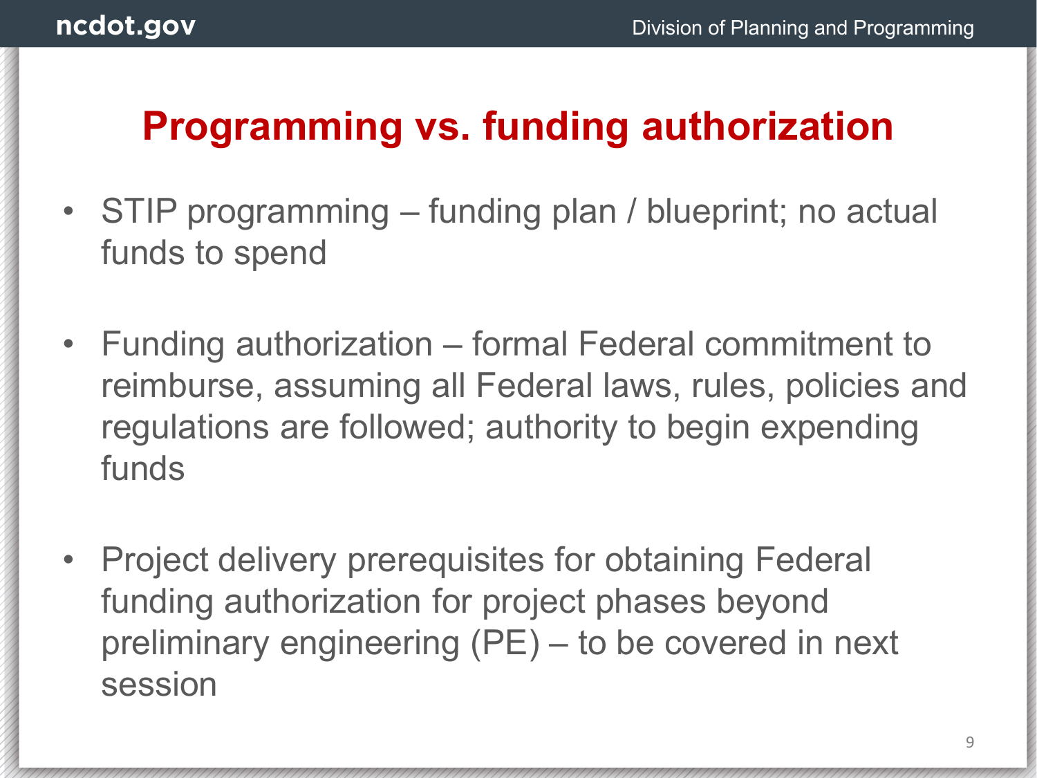# Programming vs. funding authorization

- STIP programming – funding plan / blueprint; no actual funds to spend
- Funding authorization – formal Federal commitment to reimburse, assuming all Federal laws, rules, policies and regulations are followed; authority to begin expending funds
- Project delivery prerequisites for obtaining Federal funding authorization for project phases beyond preliminary engineering (PE) – to be covered in next session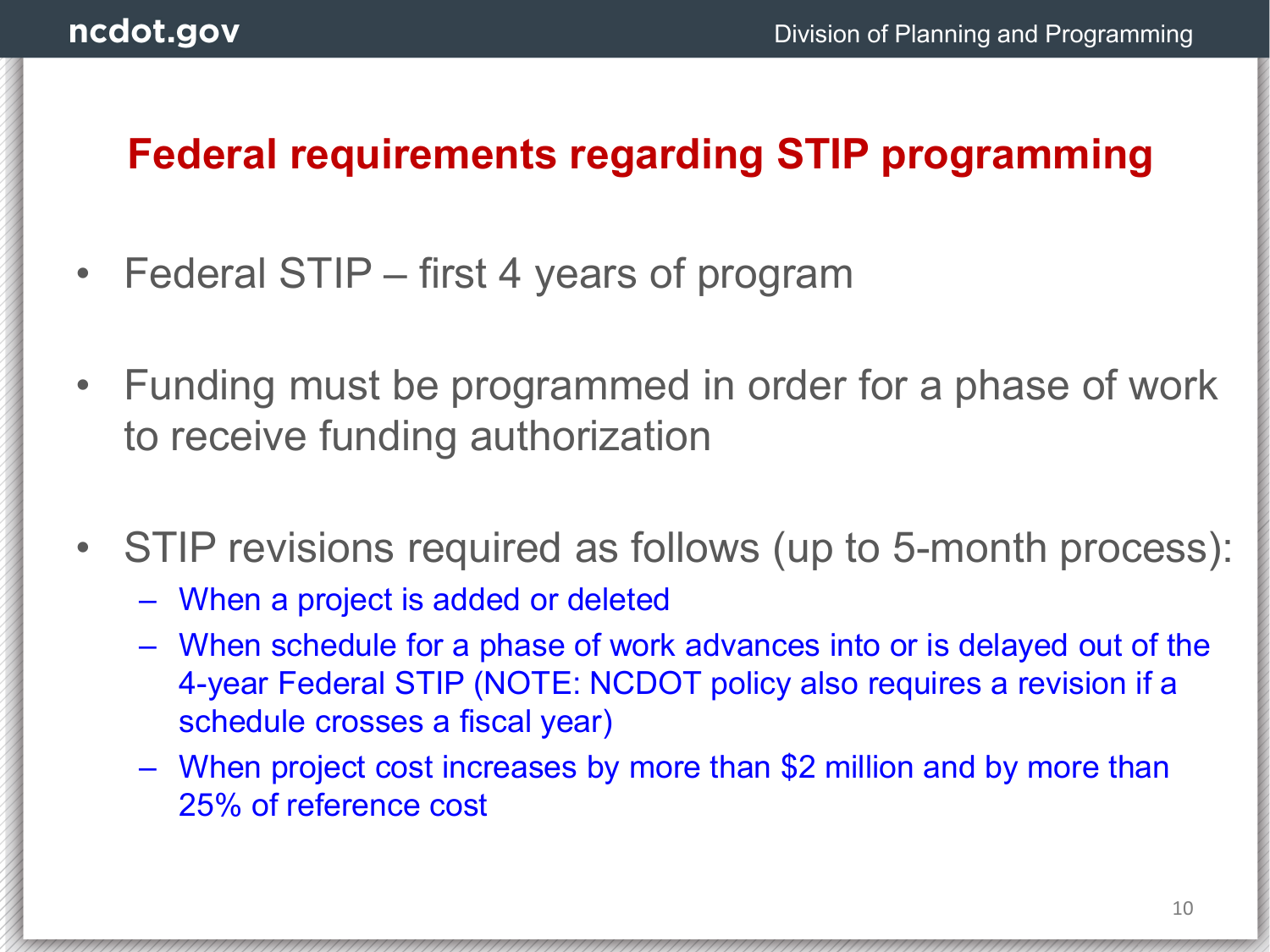# Federal requirements regarding STIP programming

- Federal STIP – first 4 years of program
- Funding must be programmed in order for a phase of work to receive funding authorization
- STIP revisions required as follows (up to 5-month process):
  - When a project is added or deleted
  - When schedule for a phase of work advances into or is delayed out of the 4-year Federal STIP (NOTE: NCDOT policy also requires a revision if a schedule crosses a fiscal year)
  - When project cost increases by more than $2 million and by more than 25% of reference cost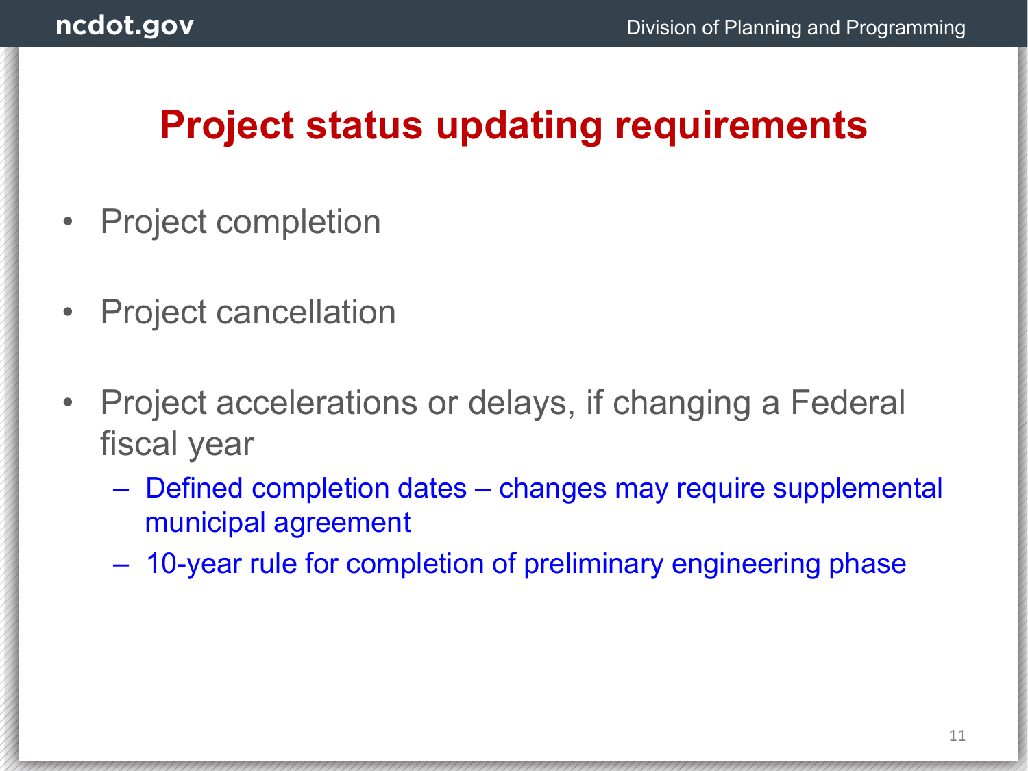# Project status updating requirements

- Project completion
- Project cancellation
- Project accelerations or delays, if changing a Federal fiscal year
  - Defined completion dates – changes may require supplemental municipal agreement
  - 10-year rule for completion of preliminary engineering phase